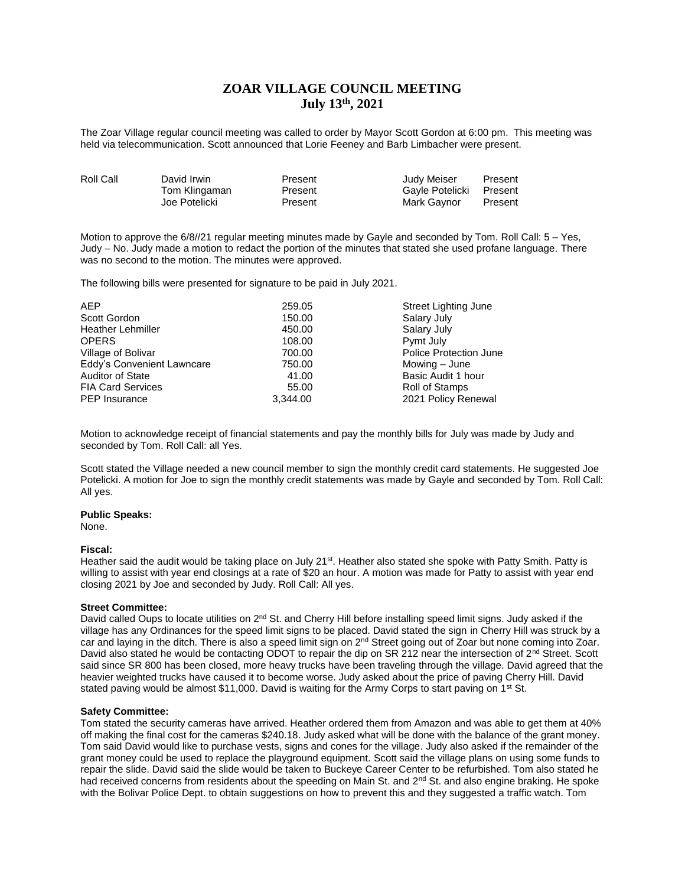# ZOAR VILLAGE COUNCIL MEETING
## July 13th, 2021

The Zoar Village regular council meeting was called to order by Mayor Scott Gordon at 6:00 pm. This meeting was held via telecommunication. Scott announced that Lorie Feeney and Barb Limbacher were present.

| Roll Call | David Irwin | Present | Judy Meiser | Present |
|---|---|---|---|---|
| | Tom Klingaman | Present | Gayle Potelicki | Present |
| | Joe Potelicki | Present | Mark Gaynor | Present |

Motion to approve the 6/8//21 regular meeting minutes made by Gayle and seconded by Tom. Roll Call: 5 – Yes, Judy – No. Judy made a motion to redact the portion of the minutes that stated she used profane language. There was no second to the motion. The minutes were approved.

The following bills were presented for signature to be paid in July 2021.

| | | |
|---|---|---|
| AEP | 259.05 | Street Lighting June |
| Scott Gordon | 150.00 | Salary July |
| Heather Lehmiller | 450.00 | Salary July |
| OPERS | 108.00 | Pymt July |
| Village of Bolivar | 700.00 | Police Protection June |
| Eddy's Convenient Lawncare | 750.00 | Mowing – June |
| Auditor of State | 41.00 | Basic Audit 1 hour |
| FIA Card Services | 55.00 | Roll of Stamps |
| PEP Insurance | 3,344.00 | 2021 Policy Renewal |

Motion to acknowledge receipt of financial statements and pay the monthly bills for July was made by Judy and seconded by Tom. Roll Call: all Yes.

Scott stated the Village needed a new council member to sign the monthly credit card statements. He suggested Joe Potelicki. A motion for Joe to sign the monthly credit statements was made by Gayle and seconded by Tom. Roll Call: All yes.

**Public Speaks:**
None.

**Fiscal:**
Heather said the audit would be taking place on July 21st. Heather also stated she spoke with Patty Smith. Patty is willing to assist with year end closings at a rate of $20 an hour. A motion was made for Patty to assist with year end closing 2021 by Joe and seconded by Judy. Roll Call: All yes.

**Street Committee:**
David called Oups to locate utilities on 2nd St. and Cherry Hill before installing speed limit signs. Judy asked if the village has any Ordinances for the speed limit signs to be placed. David stated the sign in Cherry Hill was struck by a car and laying in the ditch. There is also a speed limit sign on 2nd Street going out of Zoar but none coming into Zoar. David also stated he would be contacting ODOT to repair the dip on SR 212 near the intersection of 2nd Street. Scott said since SR 800 has been closed, more heavy trucks have been traveling through the village. David agreed that the heavier weighted trucks have caused it to become worse. Judy asked about the price of paving Cherry Hill. David stated paving would be almost $11,000. David is waiting for the Army Corps to start paving on 1st St.

**Safety Committee:**
Tom stated the security cameras have arrived. Heather ordered them from Amazon and was able to get them at 40% off making the final cost for the cameras $240.18. Judy asked what will be done with the balance of the grant money. Tom said David would like to purchase vests, signs and cones for the village. Judy also asked if the remainder of the grant money could be used to replace the playground equipment. Scott said the village plans on using some funds to repair the slide. David said the slide would be taken to Buckeye Career Center to be refurbished. Tom also stated he had received concerns from residents about the speeding on Main St. and 2nd St. and also engine braking. He spoke with the Bolivar Police Dept. to obtain suggestions on how to prevent this and they suggested a traffic watch. Tom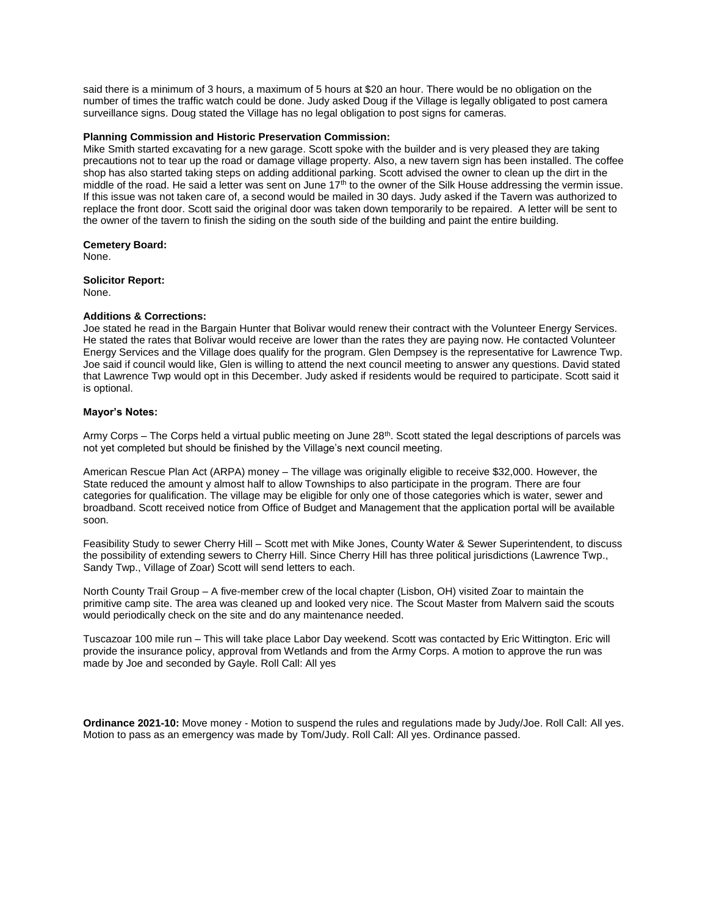said there is a minimum of 3 hours, a maximum of 5 hours at $20 an hour. There would be no obligation on the number of times the traffic watch could be done. Judy asked Doug if the Village is legally obligated to post camera surveillance signs. Doug stated the Village has no legal obligation to post signs for cameras.

**Planning Commission and Historic Preservation Commission:**
Mike Smith started excavating for a new garage. Scott spoke with the builder and is very pleased they are taking precautions not to tear up the road or damage village property. Also, a new tavern sign has been installed. The coffee shop has also started taking steps on adding additional parking. Scott advised the owner to clean up the dirt in the middle of the road. He said a letter was sent on June 17th to the owner of the Silk House addressing the vermin issue. If this issue was not taken care of, a second would be mailed in 30 days. Judy asked if the Tavern was authorized to replace the front door. Scott said the original door was taken down temporarily to be repaired. A letter will be sent to the owner of the tavern to finish the siding on the south side of the building and paint the entire building.

**Cemetery Board:**
None.

**Solicitor Report:**
None.

**Additions & Corrections:**
Joe stated he read in the Bargain Hunter that Bolivar would renew their contract with the Volunteer Energy Services. He stated the rates that Bolivar would receive are lower than the rates they are paying now. He contacted Volunteer Energy Services and the Village does qualify for the program. Glen Dempsey is the representative for Lawrence Twp. Joe said if council would like, Glen is willing to attend the next council meeting to answer any questions. David stated that Lawrence Twp would opt in this December. Judy asked if residents would be required to participate. Scott said it is optional.

**Mayor's Notes:**

Army Corps – The Corps held a virtual public meeting on June 28th. Scott stated the legal descriptions of parcels was not yet completed but should be finished by the Village's next council meeting.

American Rescue Plan Act (ARPA) money – The village was originally eligible to receive $32,000. However, the State reduced the amount y almost half to allow Townships to also participate in the program. There are four categories for qualification. The village may be eligible for only one of those categories which is water, sewer and broadband. Scott received notice from Office of Budget and Management that the application portal will be available soon.

Feasibility Study to sewer Cherry Hill – Scott met with Mike Jones, County Water & Sewer Superintendent, to discuss the possibility of extending sewers to Cherry Hill. Since Cherry Hill has three political jurisdictions (Lawrence Twp., Sandy Twp., Village of Zoar) Scott will send letters to each.

North County Trail Group – A five-member crew of the local chapter (Lisbon, OH) visited Zoar to maintain the primitive camp site. The area was cleaned up and looked very nice. The Scout Master from Malvern said the scouts would periodically check on the site and do any maintenance needed.

Tuscazoar 100 mile run – This will take place Labor Day weekend. Scott was contacted by Eric Wittington. Eric will provide the insurance policy, approval from Wetlands and from the Army Corps. A motion to approve the run was made by Joe and seconded by Gayle. Roll Call: All yes

**Ordinance 2021-10:** Move money - Motion to suspend the rules and regulations made by Judy/Joe. Roll Call: All yes. Motion to pass as an emergency was made by Tom/Judy. Roll Call: All yes. Ordinance passed.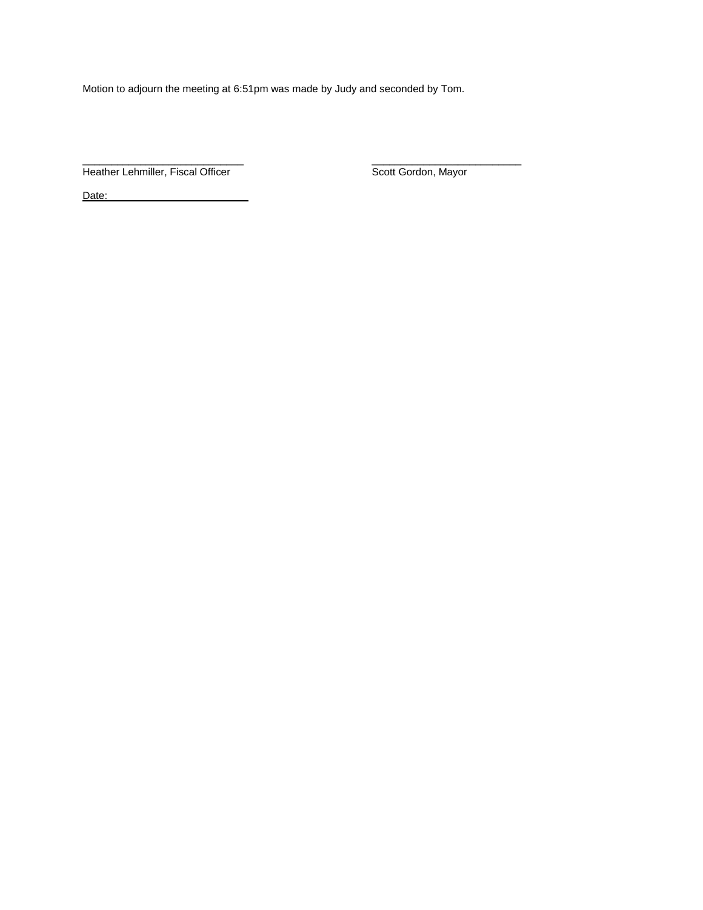Motion to adjourn the meeting at 6:51pm was made by Judy and seconded by Tom.

\_\_\_\_\_\_\_\_\_\_\_\_\_\_\_\_\_\_\_\_\_\_\_\_\_\_\_\_ \_\_\_\_\_\_\_\_\_\_\_\_\_\_\_\_\_\_\_\_\_\_\_\_\_\_

Heather Lehmiller, Fiscal Officer Scott Gordon, Mayor

Date: \_\_\_\_\_\_\_\_\_\_\_\_\_\_\_\_\_\_\_\_\_\_\_\_